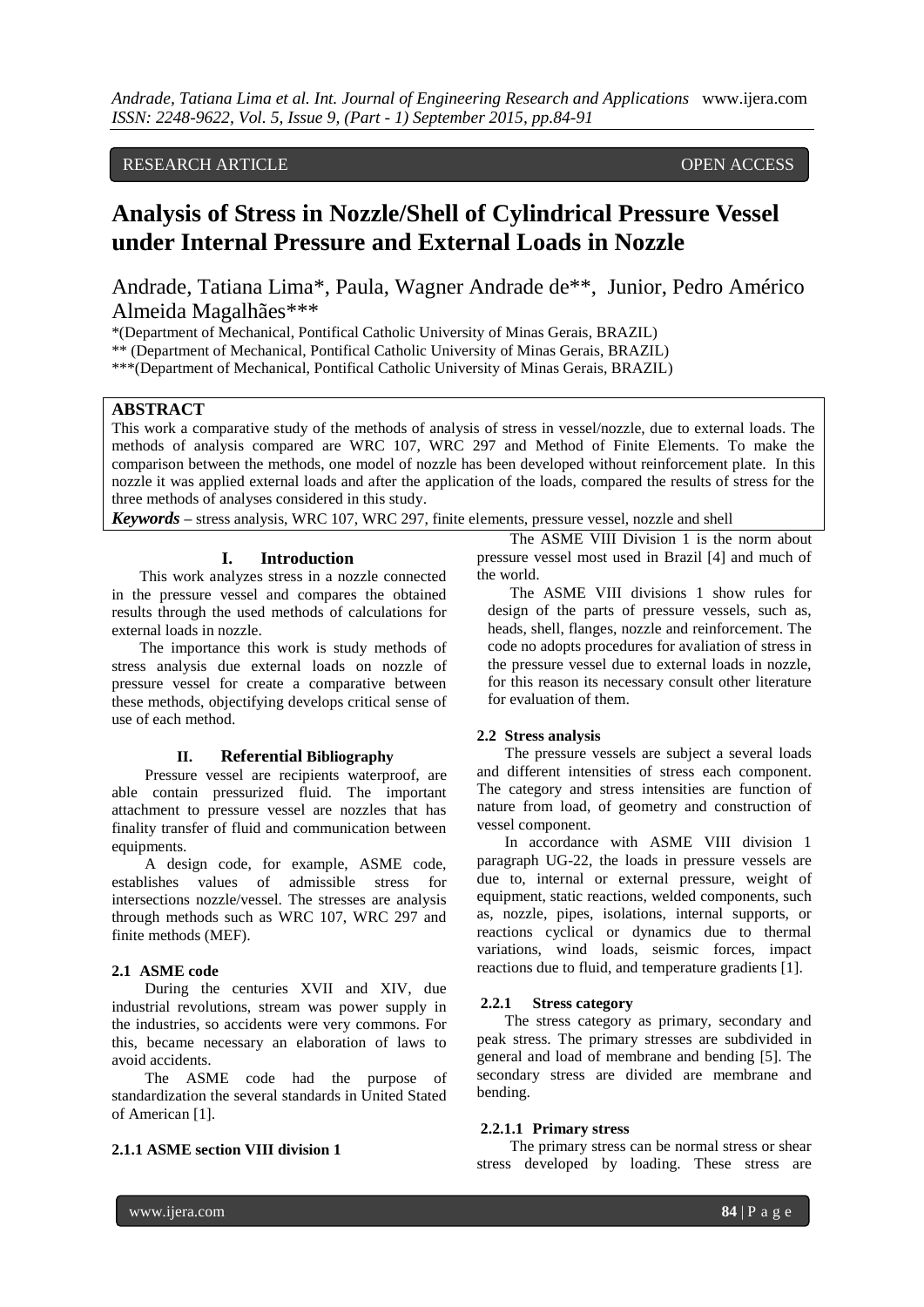RESEARCH ARTICLE OPEN ACCESS

# Analysis of Stress in Nozzle/Shell of Cylindrical Pressure Vessel under Internal Pressure and External Loads in Nozzle

Andrade, Tatiana Lima*, Paula, Wagner Andrade de**, Junior, Pedro Américo Almeida Magalhães***

*(Department of Mechanical, Pontifical Catholic University of Minas Gerais, BRAZIL)
** (Department of Mechanical, Pontifical Catholic University of Minas Gerais, BRAZIL)
***(Department of Mechanical, Pontifical Catholic University of Minas Gerais, BRAZIL)

## ABSTRACT

This work a comparative study of the methods of analysis of stress in vessel/nozzle, due to external loads. The methods of analysis compared are WRC 107, WRC 297 and Method of Finite Elements. To make the comparison between the methods, one model of nozzle has been developed without reinforcement plate. In this nozzle it was applied external loads and after the application of the loads, compared the results of stress for the three methods of analyses considered in this study.

***Keywords*** **–** stress analysis, WRC 107, WRC 297, finite elements, pressure vessel, nozzle and shell

## I. Introduction

This work analyzes stress in a nozzle connected in the pressure vessel and compares the obtained results through the used methods of calculations for external loads in nozzle.

The importance this work is study methods of stress analysis due external loads on nozzle of pressure vessel for create a comparative between these methods, objectifying develops critical sense of use of each method.

## II. Referential Bibliography

Pressure vessel are recipients waterproof, are able contain pressurized fluid. The important attachment to pressure vessel are nozzles that has finality transfer of fluid and communication between equipments.

A design code, for example, ASME code, establishes values of admissible stress for intersections nozzle/vessel. The stresses are analysis through methods such as WRC 107, WRC 297 and finite methods (MEF).

### 2.1 ASME code

During the centuries XVII and XIV, due industrial revolutions, stream was power supply in the industries, so accidents were very commons. For this, became necessary an elaboration of laws to avoid accidents.

The ASME code had the purpose of standardization the several standards in United Stated of American [1].

### 2.1.1 ASME section VIII division 1

The ASME VIII Division 1 is the norm about pressure vessel most used in Brazil [4] and much of the world.

The ASME VIII divisions 1 show rules for design of the parts of pressure vessels, such as, heads, shell, flanges, nozzle and reinforcement. The code no adopts procedures for avaliation of stress in the pressure vessel due to external loads in nozzle, for this reason its necessary consult other literature for evaluation of them.

### 2.2 Stress analysis

The pressure vessels are subject a several loads and different intensities of stress each component. The category and stress intensities are function of nature from load, of geometry and construction of vessel component.

In accordance with ASME VIII division 1 paragraph UG-22, the loads in pressure vessels are due to, internal or external pressure, weight of equipment, static reactions, welded components, such as, nozzle, pipes, isolations, internal supports, or reactions cyclical or dynamics due to thermal variations, wind loads, seismic forces, impact reactions due to fluid, and temperature gradients [1].

#### 2.2.1 Stress category

The stress category as primary, secondary and peak stress. The primary stresses are subdivided in general and load of membrane and bending [5]. The secondary stress are divided are membrane and bending.

#### 2.2.1.1 Primary stress

The primary stress can be normal stress or shear stress developed by loading. These stress are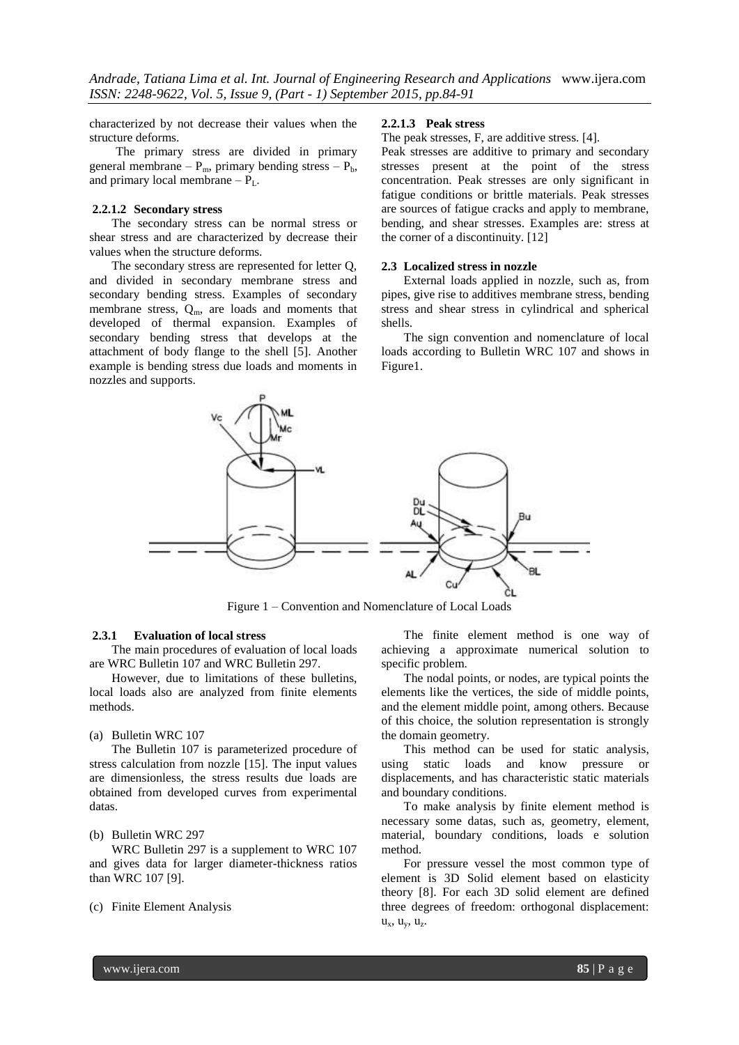characterized by not decrease their values when the structure deforms.

The primary stress are divided in primary general membrane – $P_m$, primary bending stress – $P_b$, and primary local membrane – $P_L$.

#### 2.2.1.2 Secondary stress

The secondary stress can be normal stress or shear stress and are characterized by decrease their values when the structure deforms.

The secondary stress are represented for letter Q, and divided in secondary membrane stress and secondary bending stress. Examples of secondary membrane stress, $Q_m$, are loads and moments that developed of thermal expansion. Examples of secondary bending stress that develops at the attachment of body flange to the shell [5]. Another example is bending stress due loads and moments in nozzles and supports.

#### 2.2.1.3 Peak stress

The peak stresses, F, are additive stress. [4].

Peak stresses are additive to primary and secondary stresses present at the point of the stress concentration. Peak stresses are only significant in fatigue conditions or brittle materials. Peak stresses are sources of fatigue cracks and apply to membrane, bending, and shear stresses. Examples are: stress at the corner of a discontinuity. [12]

### 2.3 Localized stress in nozzle

External loads applied in nozzle, such as, from pipes, give rise to additives membrane stress, bending stress and shear stress in cylindrical and spherical shells.

The sign convention and nomenclature of local loads according to Bulletin WRC 107 and shows in Figure1.

Figure 1 – Convention and Nomenclature of Local Loads

#### 2.3.1 Evaluation of local stress

The main procedures of evaluation of local loads are WRC Bulletin 107 and WRC Bulletin 297.

However, due to limitations of these bulletins, local loads also are analyzed from finite elements methods.

(a) Bulletin WRC 107

The Bulletin 107 is parameterized procedure of stress calculation from nozzle [15]. The input values are dimensionless, the stress results due loads are obtained from developed curves from experimental datas.

(b) Bulletin WRC 297

WRC Bulletin 297 is a supplement to WRC 107 and gives data for larger diameter-thickness ratios than WRC 107 [9].

(c) Finite Element Analysis

The finite element method is one way of achieving a approximate numerical solution to specific problem.

The nodal points, or nodes, are typical points the elements like the vertices, the side of middle points, and the element middle point, among others. Because of this choice, the solution representation is strongly the domain geometry.

This method can be used for static analysis, using static loads and know pressure or displacements, and has characteristic static materials and boundary conditions.

To make analysis by finite element method is necessary some datas, such as, geometry, element, material, boundary conditions, loads e solution method.

For pressure vessel the most common type of element is 3D Solid element based on elasticity theory [8]. For each 3D solid element are defined three degrees of freedom: orthogonal displacement: $u_x$, $u_y$, $u_z$.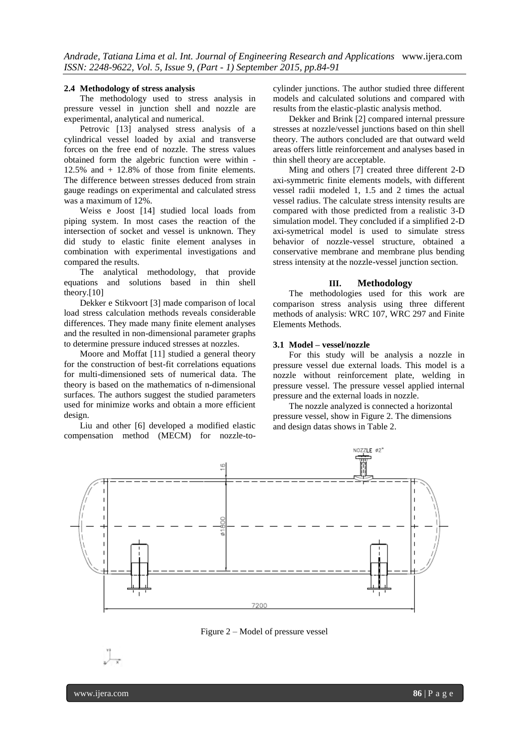### 2.4 Methodology of stress analysis

The methodology used to stress analysis in pressure vessel in junction shell and nozzle are experimental, analytical and numerical.

Petrovic [13] analysed stress analysis of a cylindrical vessel loaded by axial and transverse forces on the free end of nozzle. The stress values obtained form the algebric function were within -12.5% and + 12.8% of those from finite elements. The difference between stresses deduced from strain gauge readings on experimental and calculated stress was a maximum of 12%.

Weiss e Joost [14] studied local loads from piping system. In most cases the reaction of the intersection of socket and vessel is unknown. They did study to elastic finite element analyses in combination with experimental investigations and compared the results.

The analytical methodology, that provide equations and solutions based in thin shell theory.[10]

Dekker e Stikvoort [3] made comparison of local load stress calculation methods reveals considerable differences. They made many finite element analyses and the resulted in non-dimensional parameter graphs to determine pressure induced stresses at nozzles.

Moore and Moffat [11] studied a general theory for the construction of best-fit correlations equations for multi-dimensioned sets of numerical data. The theory is based on the mathematics of n-dimensional surfaces. The authors suggest the studied parameters used for minimize works and obtain a more efficient design.

Liu and other [6] developed a modified elastic compensation method (MECM) for nozzle-to-cylinder junctions. The author studied three different models and calculated solutions and compared with results from the elastic-plastic analysis method.

Dekker and Brink [2] compared internal pressure stresses at nozzle/vessel junctions based on thin shell theory. The authors concluded are that outward weld areas offers little reinforcement and analyses based in thin shell theory are acceptable.

Ming and others [7] created three different 2-D axi-symmetric finite elements models, with different vessel radii modeled 1, 1.5 and 2 times the actual vessel radius. The calculate stress intensity results are compared with those predicted from a realistic 3-D simulation model. They concluded if a simplified 2-D axi-symetrical model is used to simulate stress behavior of nozzle-vessel structure, obtained a conservative membrane and membrane plus bending stress intensity at the nozzle-vessel junction section.

## III. Methodology

The methodologies used for this work are comparison stress analysis using three different methods of analysis: WRC 107, WRC 297 and Finite Elements Methods.

### 3.1 Model – vessel/nozzle

For this study will be analysis a nozzle in pressure vessel due external loads. This model is a nozzle without reinforcement plate, welding in pressure vessel. The pressure vessel applied internal pressure and the external loads in nozzle.

The nozzle analyzed is connected a horizontal pressure vessel, show in Figure 2. The dimensions and design datas shows in Table 2.

Figure 2 – Model of pressure vessel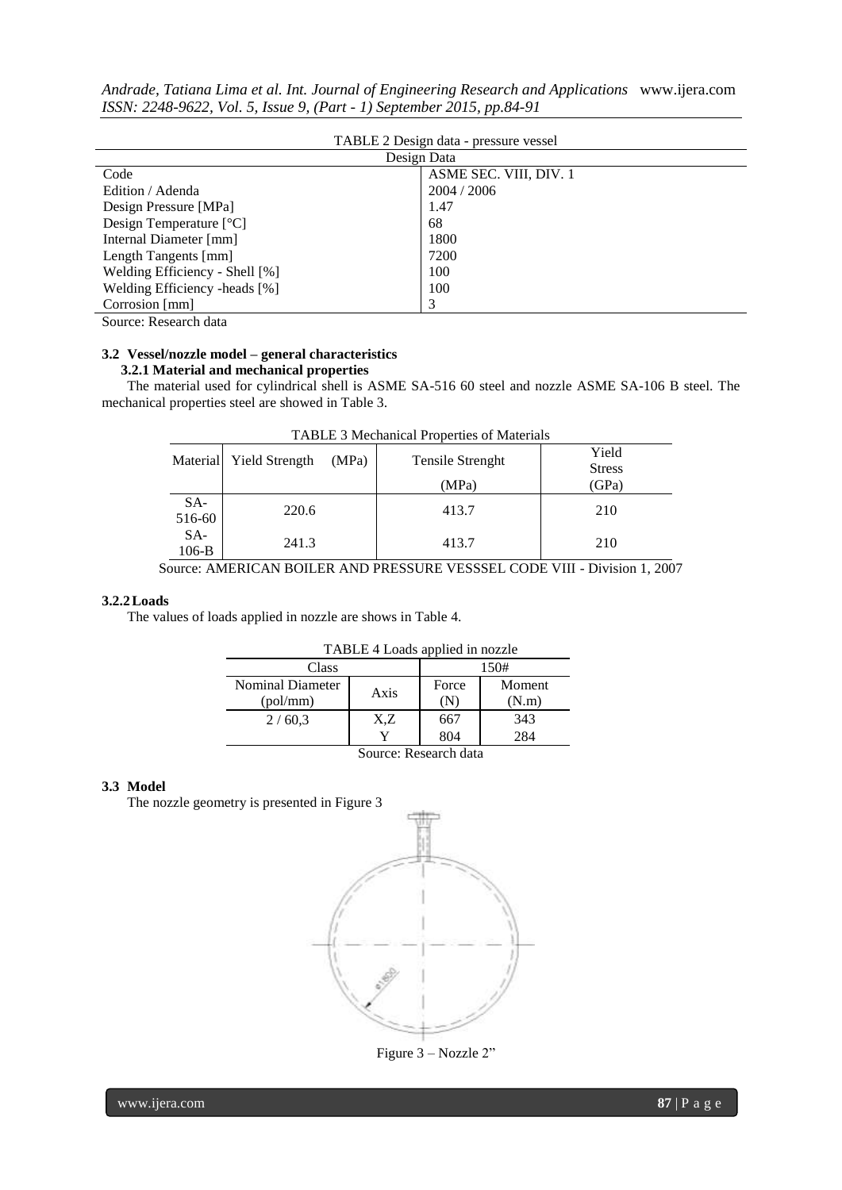TABLE 2 Design data - pressure vessel

| Design Data | |
|---|---|
| Code | ASME SEC. VIII, DIV. 1 |
| Edition / Adenda | 2004 / 2006 |
| Design Pressure [MPa] | 1.47 |
| Design Temperature [°C] | 68 |
| Internal Diameter [mm] | 1800 |
| Length Tangents [mm] | 7200 |
| Welding Efficiency - Shell [%] | 100 |
| Welding Efficiency -heads [%] | 100 |
| Corrosion [mm] | 3 |

Source: Research data

### 3.2 Vessel/nozzle model – general characteristics

#### 3.2.1 Material and mechanical properties

The material used for cylindrical shell is ASME SA-516 60 steel and nozzle ASME SA-106 B steel. The mechanical properties steel are showed in Table 3.

TABLE 3 Mechanical Properties of Materials

| Material | Yield Strength (MPa) | Tensile Strenght (MPa) | Yield Stress (GPa) |
|---|---|---|---|
| SA-516-60 | 220.6 | 413.7 | 210 |
| SA-106-B | 241.3 | 413.7 | 210 |

Source: AMERICAN BOILER AND PRESSURE VESSSEL CODE VIII - Division 1, 2007

#### 3.2.2 Loads

The values of loads applied in nozzle are shows in Table 4.

TABLE 4 Loads applied in nozzle

| Class | | 150# | |
|---|---|---|---|
| Nominal Diameter (pol/mm) | Axis | Force (N) | Moment (N.m) |
| 2 / 60,3 | X,Z | 667 | 343 |
| | Y | 804 | 284 |

Source: Research data

### 3.3 Model

The nozzle geometry is presented in Figure 3

Figure 3 – Nozzle 2"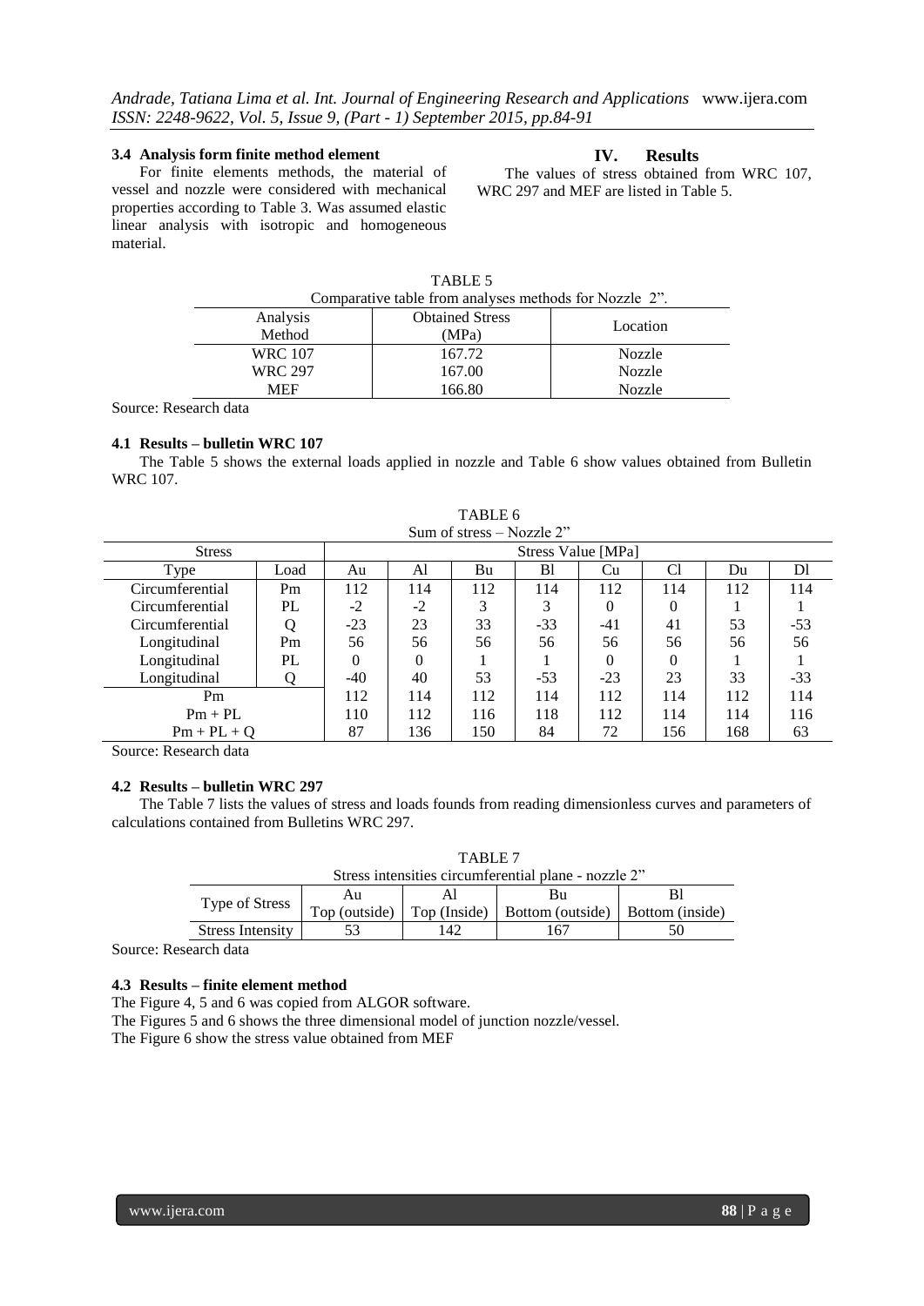### 3.4 Analysis form finite method element

For finite elements methods, the material of vessel and nozzle were considered with mechanical properties according to Table 3. Was assumed elastic linear analysis with isotropic and homogeneous material.

## IV. Results

The values of stress obtained from WRC 107, WRC 297 and MEF are listed in Table 5.

TABLE 5
Comparative table from analyses methods for Nozzle 2".

| Analysis Method | Obtained Stress (MPa) | Location |
|---|---|---|
| WRC 107 | 167.72 | Nozzle |
| WRC 297 | 167.00 | Nozzle |
| MEF | 166.80 | Nozzle |

Source: Research data

### 4.1 Results – bulletin WRC 107

The Table 5 shows the external loads applied in nozzle and Table 6 show values obtained from Bulletin WRC 107.

TABLE 6
Sum of stress – Nozzle 2"

| Stress | | Stress Value [MPa] | | | | | | | |
|---|---|---|---|---|---|---|---|---|---|
| Type | Load | Au | Al | Bu | Bl | Cu | Cl | Du | Dl |
| Circumferential | Pm | 112 | 114 | 112 | 114 | 112 | 114 | 112 | 114 |
| Circumferential | PL | -2 | -2 | 3 | 3 | 0 | 0 | 1 | 1 |
| Circumferential | Q | -23 | 23 | 33 | -33 | -41 | 41 | 53 | -53 |
| Longitudinal | Pm | 56 | 56 | 56 | 56 | 56 | 56 | 56 | 56 |
| Longitudinal | PL | 0 | 0 | 1 | 1 | 0 | 0 | 1 | 1 |
| Longitudinal | Q | -40 | 40 | 53 | -53 | -23 | 23 | 33 | -33 |
| Pm | | 112 | 114 | 112 | 114 | 112 | 114 | 112 | 114 |
| Pm + PL | | 110 | 112 | 116 | 118 | 112 | 114 | 114 | 116 |
| Pm + PL + Q | | 87 | 136 | 150 | 84 | 72 | 156 | 168 | 63 |

Source: Research data

### 4.2 Results – bulletin WRC 297

The Table 7 lists the values of stress and loads founds from reading dimensionless curves and parameters of calculations contained from Bulletins WRC 297.

TABLE 7
Stress intensities circumferential plane - nozzle 2"

| Type of Stress | Au Top (outside) | Al Top (Inside) | Bu Bottom (outside) | Bl Bottom (inside) |
|---|---|---|---|---|
| Stress Intensity | 53 | 142 | 167 | 50 |

Source: Research data

### 4.3 Results – finite element method

The Figure 4, 5 and 6 was copied from ALGOR software.

The Figures 5 and 6 shows the three dimensional model of junction nozzle/vessel.

The Figure 6 show the stress value obtained from MEF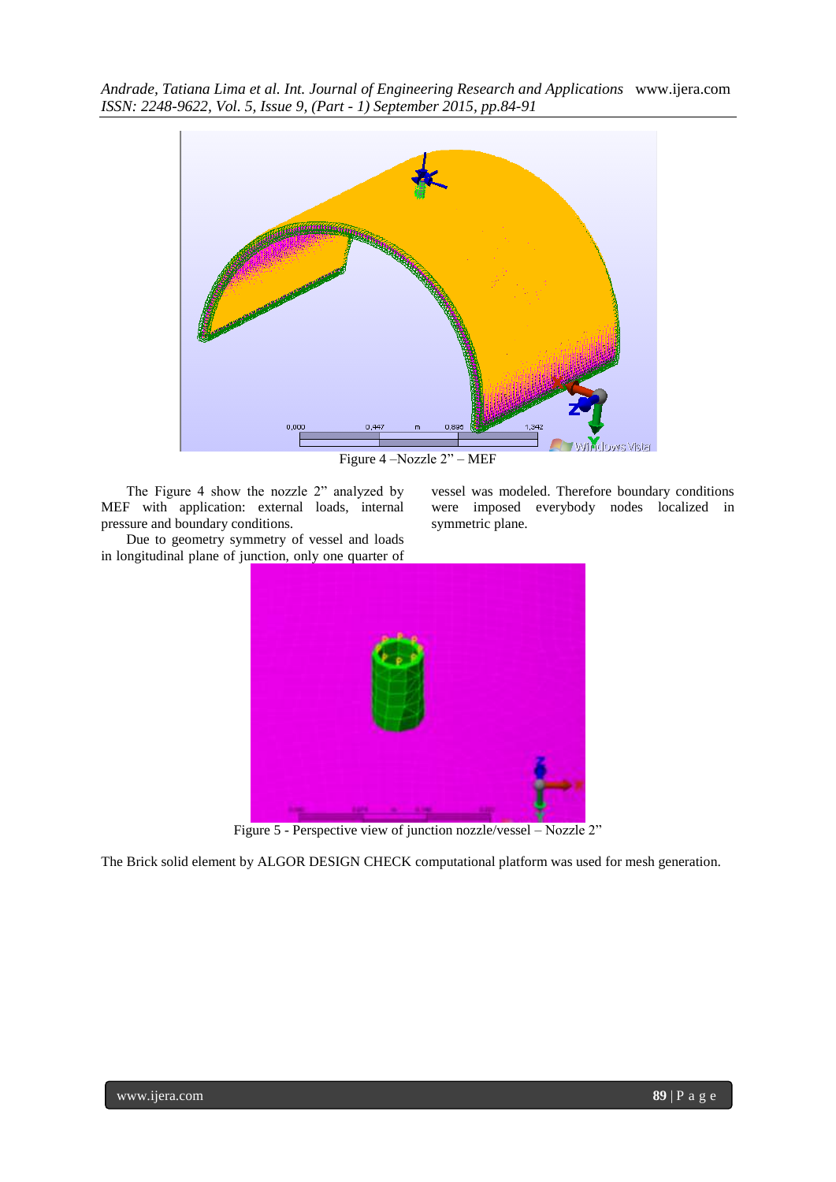Figure 4 –Nozzle 2" – MEF

The Figure 4 show the nozzle 2" analyzed by MEF with application: external loads, internal pressure and boundary conditions.

Due to geometry symmetry of vessel and loads in longitudinal plane of junction, only one quarter of vessel was modeled. Therefore boundary conditions were imposed everybody nodes localized in symmetric plane.

Figure 5 - Perspective view of junction nozzle/vessel – Nozzle 2"

The Brick solid element by ALGOR DESIGN CHECK computational platform was used for mesh generation.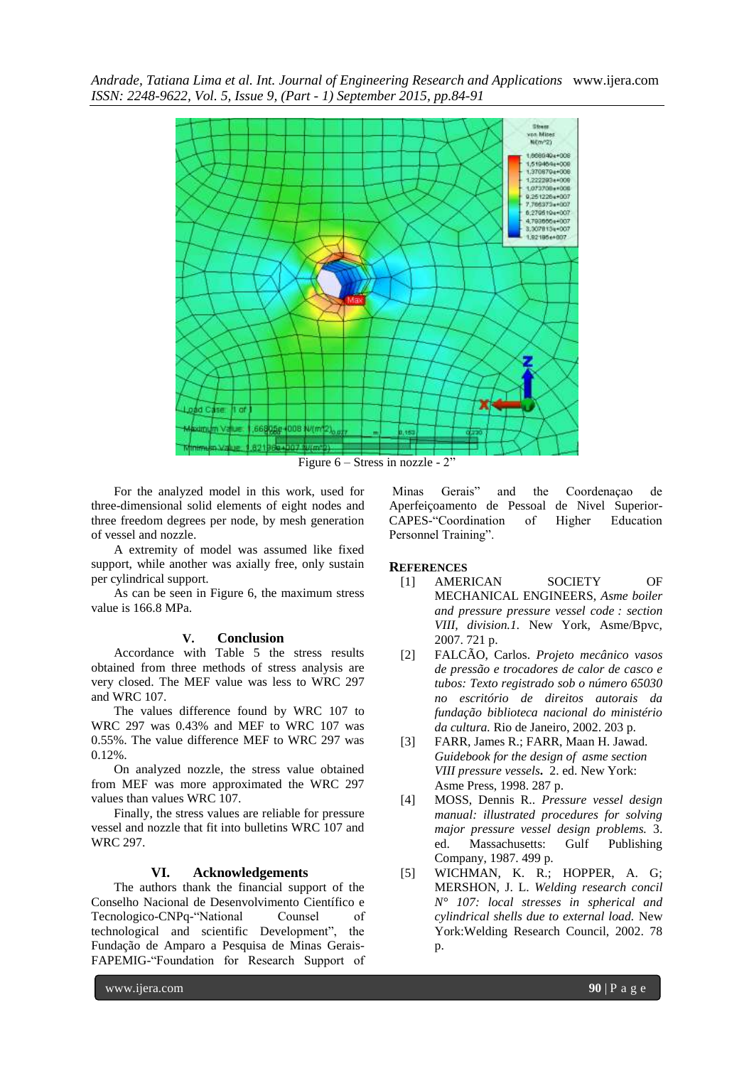Figure 6 – Stress in nozzle - 2"

For the analyzed model in this work, used for three-dimensional solid elements of eight nodes and three freedom degrees per node, by mesh generation of vessel and nozzle.

A extremity of model was assumed like fixed support, while another was axially free, only sustain per cylindrical support.

As can be seen in Figure 6, the maximum stress value is 166.8 MPa.

## V. Conclusion

Accordance with Table 5 the stress results obtained from three methods of stress analysis are very closed. The MEF value was less to WRC 297 and WRC 107.

The values difference found by WRC 107 to WRC 297 was 0.43% and MEF to WRC 107 was 0.55%. The value difference MEF to WRC 297 was 0.12%.

On analyzed nozzle, the stress value obtained from MEF was more approximated the WRC 297 values than values WRC 107.

Finally, the stress values are reliable for pressure vessel and nozzle that fit into bulletins WRC 107 and WRC 297.

## VI. Acknowledgements

The authors thank the financial support of the Conselho Nacional de Desenvolvimento Científico e Tecnologico-CNPq-"National Counsel of technological and scientific Development", the Fundação de Amparo a Pesquisa de Minas Gerais-FAPEMIG-"Foundation for Research Support of Minas Gerais" and the Coordenaçao de Aperfeiçoamento de Pessoal de Nivel Superior-CAPES-"Coordination of Higher Education Personnel Training".

## References

[1] AMERICAN SOCIETY OF MECHANICAL ENGINEERS, *Asme boiler and pressure pressure vessel code : section VIII, division.1.* New York, Asme/Bpvc, 2007. 721 p.

[2] FALCÃO, Carlos. *Projeto mecânico vasos de pressão e trocadores de calor de casco e tubos: Texto registrado sob o número 65030 no escritório de direitos autorais da fundação biblioteca nacional do ministério da cultura.* Rio de Janeiro, 2002. 203 p.

[3] FARR, James R.; FARR, Maan H. Jawad. *Guidebook for the design of asme section VIII pressure vessels***.** 2. ed. New York: Asme Press, 1998. 287 p.

[4] MOSS, Dennis R.. *Pressure vessel design manual: illustrated procedures for solving major pressure vessel design problems.* 3. ed. Massachusetts: Gulf Publishing Company, 1987. 499 p.

[5] WICHMAN, K. R.; HOPPER, A. G; MERSHON, J. L. *Welding research concil N° 107: local stresses in spherical and cylindrical shells due to external load.* New York:Welding Research Council, 2002. 78 p.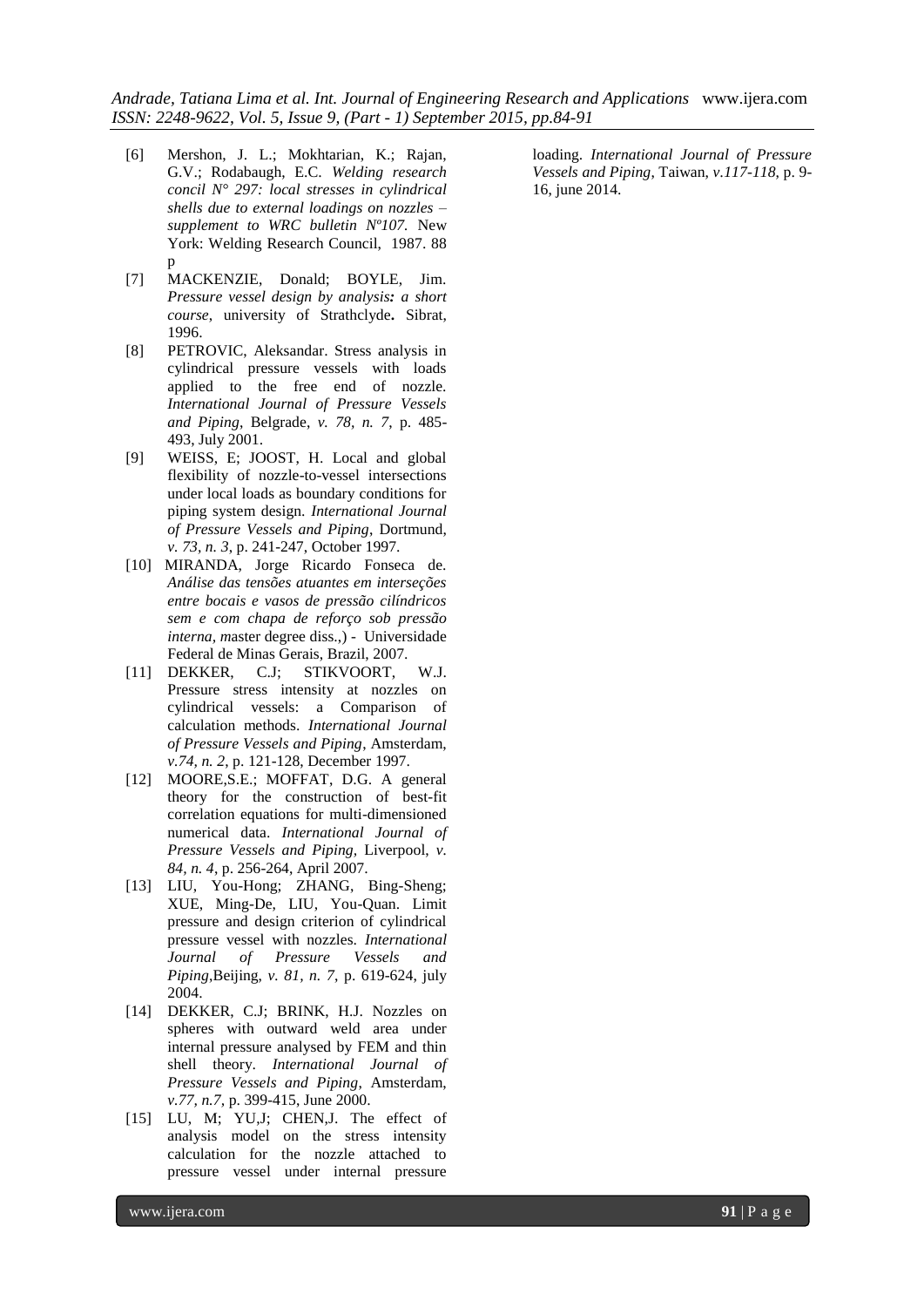[6] Mershon, J. L.; Mokhtarian, K.; Rajan, G.V.; Rodabaugh, E.C. *Welding research concil N° 297: local stresses in cylindrical shells due to external loadings on nozzles – supplement to WRC bulletin N°107.* New York: Welding Research Council, 1987. 88 p

[7] MACKENZIE, Donald; BOYLE, Jim. *Pressure vessel design by analysis: a short course*, university of Strathclyde**.** Sibrat, 1996.

[8] PETROVIC, Aleksandar. Stress analysis in cylindrical pressure vessels with loads applied to the free end of nozzle. *International Journal of Pressure Vessels and Piping*, Belgrade, *v. 78, n. 7*, p. 485-493, July 2001.

[9] WEISS, E; JOOST, H. Local and global flexibility of nozzle-to-vessel intersections under local loads as boundary conditions for piping system design. *International Journal of Pressure Vessels and Piping*, Dortmund, *v. 73, n. 3*, p. 241-247, October 1997.

[10] MIRANDA, Jorge Ricardo Fonseca de. *Análise das tensões atuantes em interseções entre bocais e vasos de pressão cilíndricos sem e com chapa de reforço sob pressão interna, m*aster degree diss.,) - Universidade Federal de Minas Gerais, Brazil, 2007.

[11] DEKKER, C.J; STIKVOORT, W.J. Pressure stress intensity at nozzles on cylindrical vessels: a Comparison of calculation methods. *International Journal of Pressure Vessels and Piping*, Amsterdam, *v.74, n. 2*, p. 121-128, December 1997.

[12] MOORE,S.E.; MOFFAT, D.G. A general theory for the construction of best-fit correlation equations for multi-dimensioned numerical data. *International Journal of Pressure Vessels and Piping*, Liverpool, *v. 84, n. 4*, p. 256-264, April 2007.

[13] LIU, You-Hong; ZHANG, Bing-Sheng; XUE, Ming-De, LIU, You-Quan. Limit pressure and design criterion of cylindrical pressure vessel with nozzles. *International Journal of Pressure Vessels and Piping*,Beijing, *v. 81, n. 7*, p. 619-624, july 2004.

[14] DEKKER, C.J; BRINK, H.J. Nozzles on spheres with outward weld area under internal pressure analysed by FEM and thin shell theory. *International Journal of Pressure Vessels and Piping*, Amsterdam, *v.77, n.7*, p. 399-415, June 2000.

[15] LU, M; YU,J; CHEN,J. The effect of analysis model on the stress intensity calculation for the nozzle attached to pressure vessel under internal pressure loading. *International Journal of Pressure Vessels and Piping*, Taiwan, *v.117-118*, p. 9-16, june 2014.